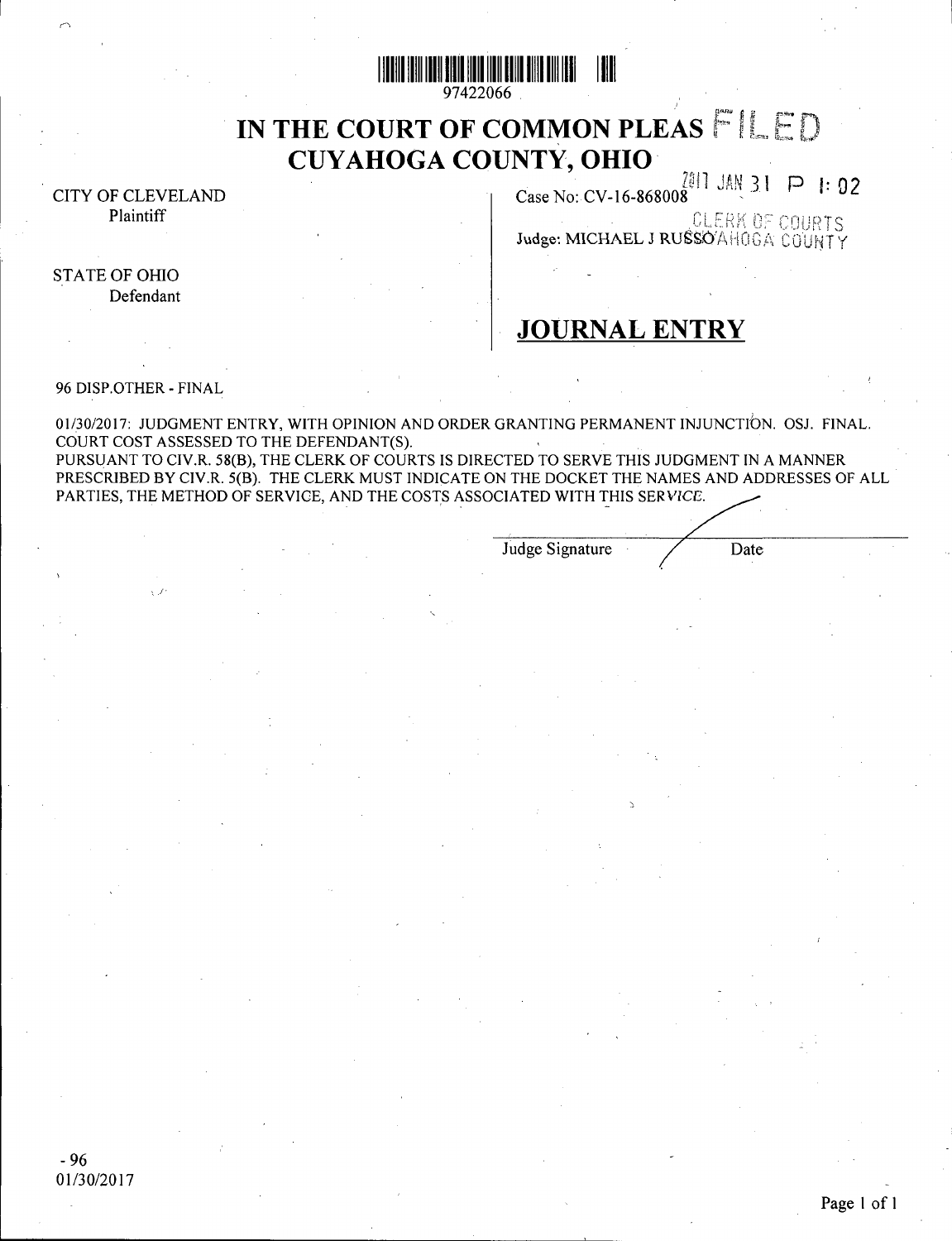97422066

# IN THE COURT OF COMMON PLEAS
# CUYAHOGA COUNTY, OHIO

FILED
2017 JAN 31 P 1:02
CLERK OF COURTS
CUYAHOGA COUNTY

CITY OF CLEVELAND
Plaintiff

STATE OF OHIO
Defendant

Case No: CV-16-868008

Judge: MICHAEL J RUSSO

## JOURNAL ENTRY

96 DISP.OTHER - FINAL

01/30/2017: JUDGMENT ENTRY, WITH OPINION AND ORDER GRANTING PERMANENT INJUNCTION. OSJ. FINAL. COURT COST ASSESSED TO THE DEFENDANT(S).
PURSUANT TO CIV.R. 58(B), THE CLERK OF COURTS IS DIRECTED TO SERVE THIS JUDGMENT IN A MANNER PRESCRIBED BY CIV.R. 5(B). THE CLERK MUST INDICATE ON THE DOCKET THE NAMES AND ADDRESSES OF ALL PARTIES, THE METHOD OF SERVICE, AND THE COSTS ASSOCIATED WITH THIS SERVICE.

Judge Signature Date

- 96
01/30/2017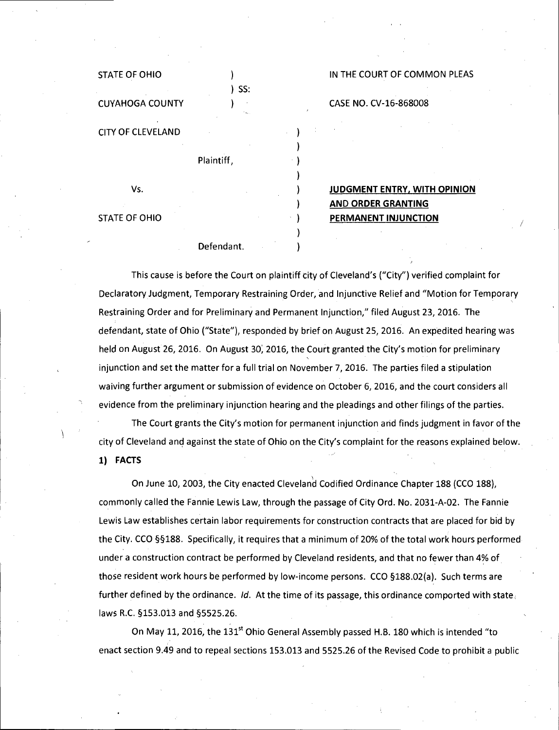STATE OF OHIO ) IN THE COURT OF COMMON PLEAS
) SS:
CUYAHOGA COUNTY ) CASE NO. CV-16-868008

CITY OF CLEVELAND )
)
Plaintiff, )
)
Vs. ) **JUDGMENT ENTRY, WITH OPINION**
) **AND ORDER GRANTING**
STATE OF OHIO ) **PERMANENT INJUNCTION**
)
Defendant. )

This cause is before the Court on plaintiff city of Cleveland's ("City") verified complaint for Declaratory Judgment, Temporary Restraining Order, and Injunctive Relief and "Motion for Temporary Restraining Order and for Preliminary and Permanent Injunction," filed August 23, 2016. The defendant, state of Ohio ("State"), responded by brief on August 25, 2016. An expedited hearing was held on August 26, 2016. On August 30, 2016, the Court granted the City's motion for preliminary injunction and set the matter for a full trial on November 7, 2016. The parties filed a stipulation waiving further argument or submission of evidence on October 6, 2016, and the court considers all evidence from the preliminary injunction hearing and the pleadings and other filings of the parties.

The Court grants the City's motion for permanent injunction and finds judgment in favor of the city of Cleveland and against the state of Ohio on the City's complaint for the reasons explained below.

**1) FACTS**

On June 10, 2003, the City enacted Cleveland Codified Ordinance Chapter 188 (CCO 188), commonly called the Fannie Lewis Law, through the passage of City Ord. No. 2031-A-02. The Fannie Lewis Law establishes certain labor requirements for construction contracts that are placed for bid by the City. CCO §§188. Specifically, it requires that a minimum of 20% of the total work hours performed under a construction contract be performed by Cleveland residents, and that no fewer than 4% of those resident work hours be performed by low-income persons. CCO §188.02(a). Such terms are further defined by the ordinance. *Id.* At the time of its passage, this ordinance comported with state laws R.C. §153.013 and §5525.26.

On May 11, 2016, the 131st Ohio General Assembly passed H.B. 180 which is intended "to enact section 9.49 and to repeal sections 153.013 and 5525.26 of the Revised Code to prohibit a public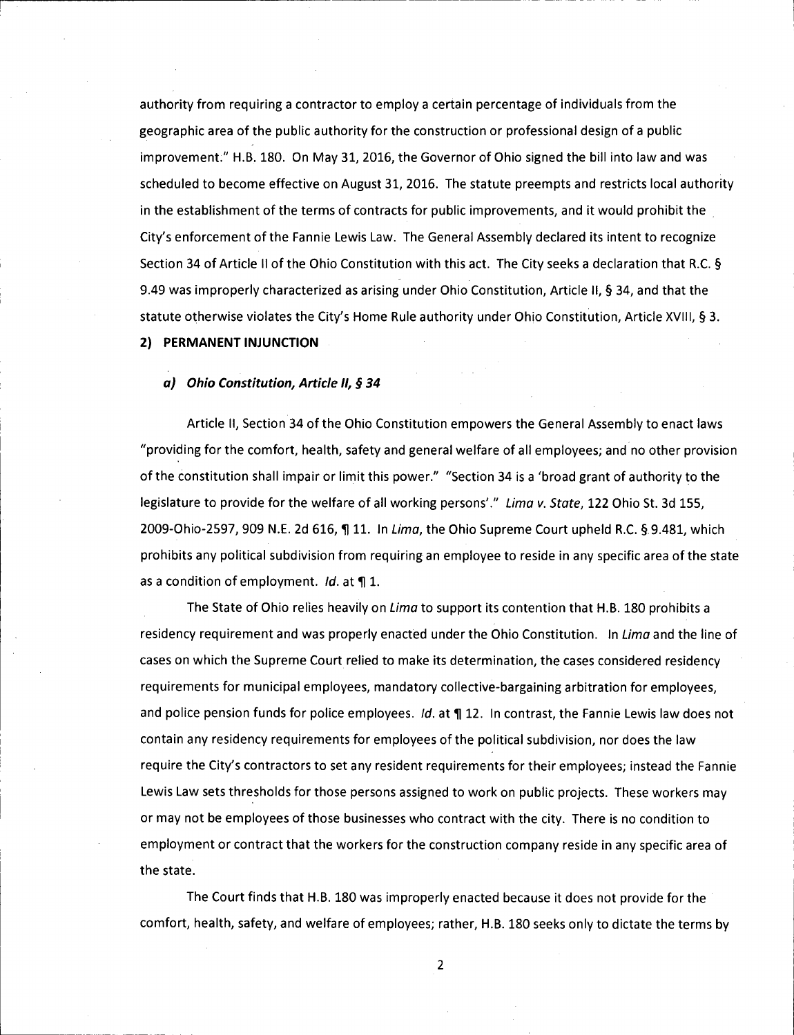authority from requiring a contractor to employ a certain percentage of individuals from the geographic area of the public authority for the construction or professional design of a public improvement." H.B. 180. On May 31, 2016, the Governor of Ohio signed the bill into law and was scheduled to become effective on August 31, 2016. The statute preempts and restricts local authority in the establishment of the terms of contracts for public improvements, and it would prohibit the City's enforcement of the Fannie Lewis Law. The General Assembly declared its intent to recognize Section 34 of Article II of the Ohio Constitution with this act. The City seeks a declaration that R.C. § 9.49 was improperly characterized as arising under Ohio Constitution, Article II, § 34, and that the statute otherwise violates the City's Home Rule authority under Ohio Constitution, Article XVIII, § 3.

## 2) PERMANENT INJUNCTION

### *a) Ohio Constitution, Article II, § 34*

Article II, Section 34 of the Ohio Constitution empowers the General Assembly to enact laws "providing for the comfort, health, safety and general welfare of all employees; and no other provision of the constitution shall impair or limit this power." "Section 34 is a 'broad grant of authority to the legislature to provide for the welfare of all working persons'." *Lima v. State*, 122 Ohio St. 3d 155, 2009-Ohio-2597, 909 N.E. 2d 616, ¶ 11. In *Lima*, the Ohio Supreme Court upheld R.C. § 9.481, which prohibits any political subdivision from requiring an employee to reside in any specific area of the state as a condition of employment. *Id.* at ¶ 1.

The State of Ohio relies heavily on *Lima* to support its contention that H.B. 180 prohibits a residency requirement and was properly enacted under the Ohio Constitution. In *Lima* and the line of cases on which the Supreme Court relied to make its determination, the cases considered residency requirements for municipal employees, mandatory collective-bargaining arbitration for employees, and police pension funds for police employees. *Id.* at ¶ 12. In contrast, the Fannie Lewis law does not contain any residency requirements for employees of the political subdivision, nor does the law require the City's contractors to set any resident requirements for their employees; instead the Fannie Lewis Law sets thresholds for those persons assigned to work on public projects. These workers may or may not be employees of those businesses who contract with the city. There is no condition to employment or contract that the workers for the construction company reside in any specific area of the state.

The Court finds that H.B. 180 was improperly enacted because it does not provide for the comfort, health, safety, and welfare of employees; rather, H.B. 180 seeks only to dictate the terms by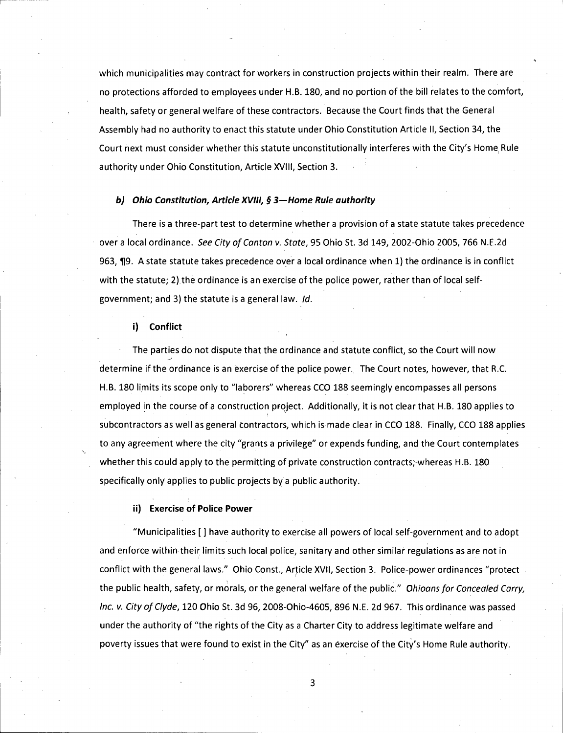which municipalities may contract for workers in construction projects within their realm. There are no protections afforded to employees under H.B. 180, and no portion of the bill relates to the comfort, health, safety or general welfare of these contractors. Because the Court finds that the General Assembly had no authority to enact this statute under Ohio Constitution Article II, Section 34, the Court next must consider whether this statute unconstitutionally interferes with the City's Home Rule authority under Ohio Constitution, Article XVIII, Section 3.

#### *b) Ohio Constitution, Article XVIII, § 3—Home Rule authority*

There is a three-part test to determine whether a provision of a state statute takes precedence over a local ordinance. *See City of Canton v. State*, 95 Ohio St. 3d 149, 2002-Ohio 2005, 766 N.E.2d 963, ¶9. A state statute takes precedence over a local ordinance when 1) the ordinance is in conflict with the statute; 2) the ordinance is an exercise of the police power, rather than of local self-government; and 3) the statute is a general law. *Id.*

##### i) Conflict

The parties do not dispute that the ordinance and statute conflict, so the Court will now determine if the ordinance is an exercise of the police power. The Court notes, however, that R.C. H.B. 180 limits its scope only to "laborers" whereas CCO 188 seemingly encompasses all persons employed in the course of a construction project. Additionally, it is not clear that H.B. 180 applies to subcontractors as well as general contractors, which is made clear in CCO 188. Finally, CCO 188 applies to any agreement where the city "grants a privilege" or expends funding, and the Court contemplates whether this could apply to the permitting of private construction contracts, whereas H.B. 180 specifically only applies to public projects by a public authority.

##### ii) Exercise of Police Power

"Municipalities [ ] have authority to exercise all powers of local self-government and to adopt and enforce within their limits such local police, sanitary and other similar regulations as are not in conflict with the general laws." Ohio Const., Article XVII, Section 3. Police-power ordinances "protect the public health, safety, or morals, or the general welfare of the public." *Ohioans for Concealed Carry, Inc. v. City of Clyde*, 120 Ohio St. 3d 96, 2008-Ohio-4605, 896 N.E. 2d 967. This ordinance was passed under the authority of "the rights of the City as a Charter City to address legitimate welfare and poverty issues that were found to exist in the City" as an exercise of the City's Home Rule authority.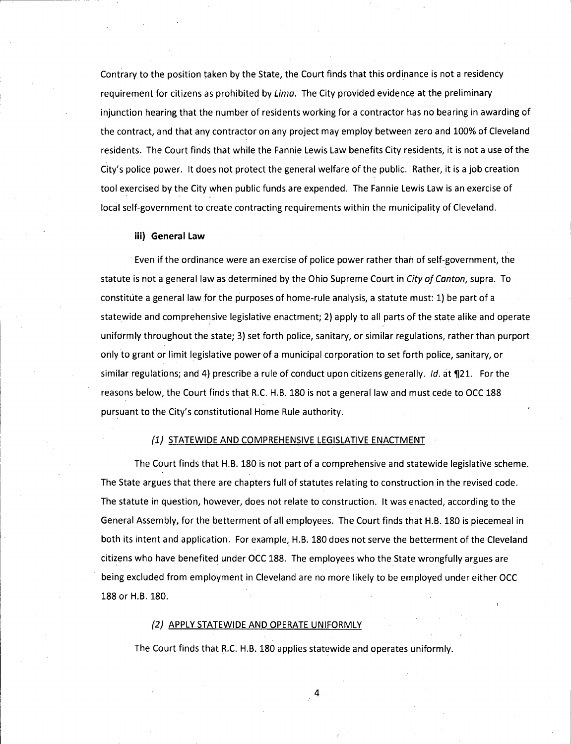Contrary to the position taken by the State, the Court finds that this ordinance is not a residency requirement for citizens as prohibited by *Lima*. The City provided evidence at the preliminary injunction hearing that the number of residents working for a contractor has no bearing in awarding of the contract, and that any contractor on any project may employ between zero and 100% of Cleveland residents. The Court finds that while the Fannie Lewis Law benefits City residents, it is not a use of the City's police power. It does not protect the general welfare of the public. Rather, it is a job creation tool exercised by the City when public funds are expended. The Fannie Lewis Law is an exercise of local self-government to create contracting requirements within the municipality of Cleveland.

**iii) General Law**

Even if the ordinance were an exercise of police power rather than of self-government, the statute is not a general law as determined by the Ohio Supreme Court in *City of Canton*, supra. To constitute a general law for the purposes of home-rule analysis, a statute must: 1) be part of a statewide and comprehensive legislative enactment; 2) apply to all parts of the state alike and operate uniformly throughout the state; 3) set forth police, sanitary, or similar regulations, rather than purport only to grant or limit legislative power of a municipal corporation to set forth police, sanitary, or similar regulations; and 4) prescribe a rule of conduct upon citizens generally. *Id.* at ¶21. For the reasons below, the Court finds that R.C. H.B. 180 is not a general law and must cede to OCC 188 pursuant to the City's constitutional Home Rule authority.

*(1)* STATEWIDE AND COMPREHENSIVE LEGISLATIVE ENACTMENT

The Court finds that H.B. 180 is not part of a comprehensive and statewide legislative scheme. The State argues that there are chapters full of statutes relating to construction in the revised code. The statute in question, however, does not relate to construction. It was enacted, according to the General Assembly, for the betterment of all employees. The Court finds that H.B. 180 is piecemeal in both its intent and application. For example, H.B. 180 does not serve the betterment of the Cleveland citizens who have benefited under OCC 188. The employees who the State wrongfully argues are being excluded from employment in Cleveland are no more likely to be employed under either OCC 188 or H.B. 180.

*(2)* APPLY STATEWIDE AND OPERATE UNIFORMLY

The Court finds that R.C. H.B. 180 applies statewide and operates uniformly.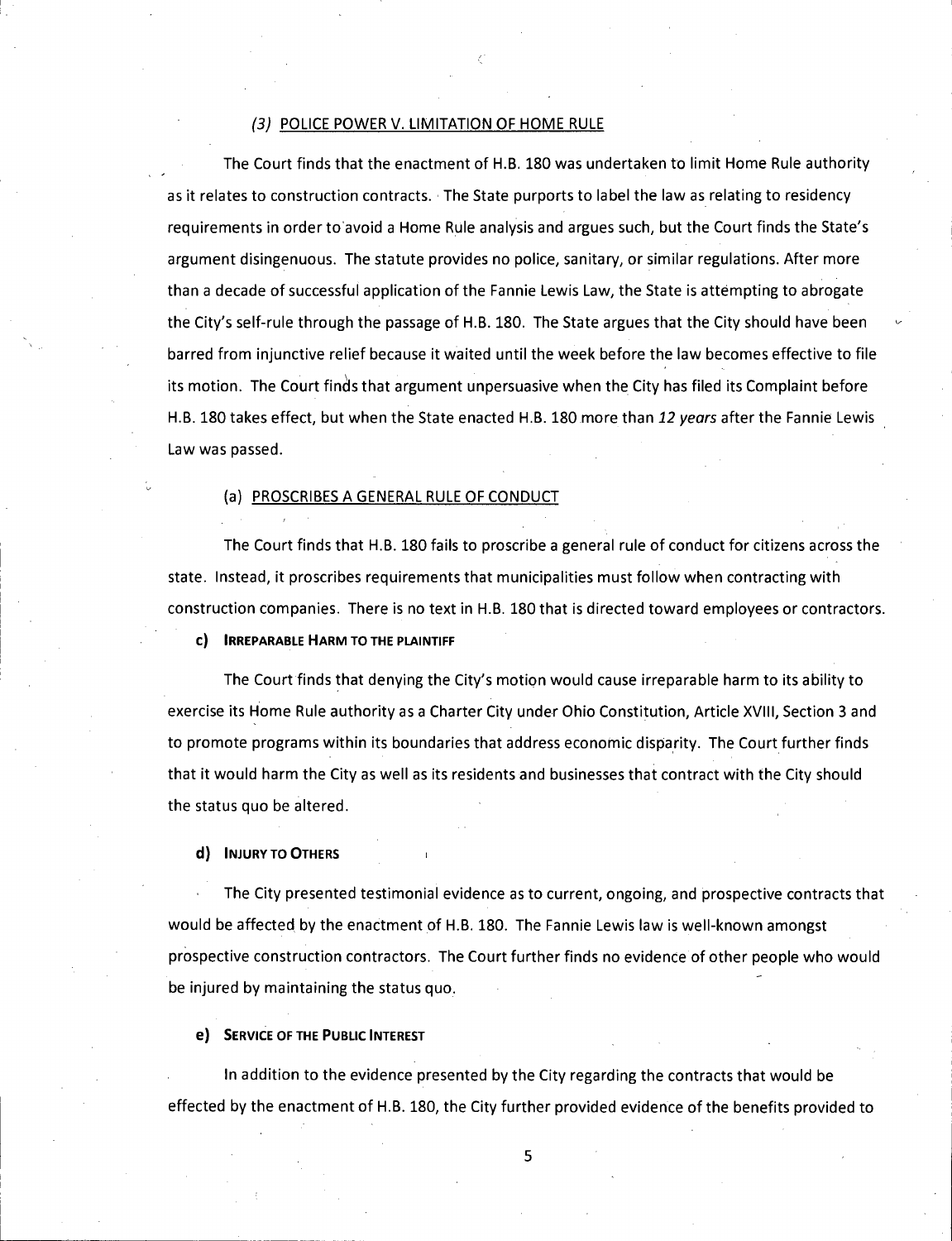### *(3)* POLICE POWER V. LIMITATION OF HOME RULE

The Court finds that the enactment of H.B. 180 was undertaken to limit Home Rule authority as it relates to construction contracts. The State purports to label the law as relating to residency requirements in order to avoid a Home Rule analysis and argues such, but the Court finds the State's argument disingenuous. The statute provides no police, sanitary, or similar regulations. After more than a decade of successful application of the Fannie Lewis Law, the State is attempting to abrogate the City's self-rule through the passage of H.B. 180. The State argues that the City should have been barred from injunctive relief because it waited until the week before the law becomes effective to file its motion. The Court finds that argument unpersuasive when the City has filed its Complaint before H.B. 180 takes effect, but when the State enacted H.B. 180 more than *12 years* after the Fannie Lewis Law was passed.

#### (a) PROSCRIBES A GENERAL RULE OF CONDUCT

The Court finds that H.B. 180 fails to proscribe a general rule of conduct for citizens across the state. Instead, it proscribes requirements that municipalities must follow when contracting with construction companies. There is no text in H.B. 180 that is directed toward employees or contractors.

### c) IRREPARABLE HARM TO THE PLAINTIFF

The Court finds that denying the City's motion would cause irreparable harm to its ability to exercise its Home Rule authority as a Charter City under Ohio Constitution, Article XVIII, Section 3 and to promote programs within its boundaries that address economic disparity. The Court further finds that it would harm the City as well as its residents and businesses that contract with the City should the status quo be altered.

### d) INJURY TO OTHERS

The City presented testimonial evidence as to current, ongoing, and prospective contracts that would be affected by the enactment of H.B. 180. The Fannie Lewis law is well-known amongst prospective construction contractors. The Court further finds no evidence of other people who would be injured by maintaining the status quo.

### e) SERVICE OF THE PUBLIC INTEREST

In addition to the evidence presented by the City regarding the contracts that would be effected by the enactment of H.B. 180, the City further provided evidence of the benefits provided to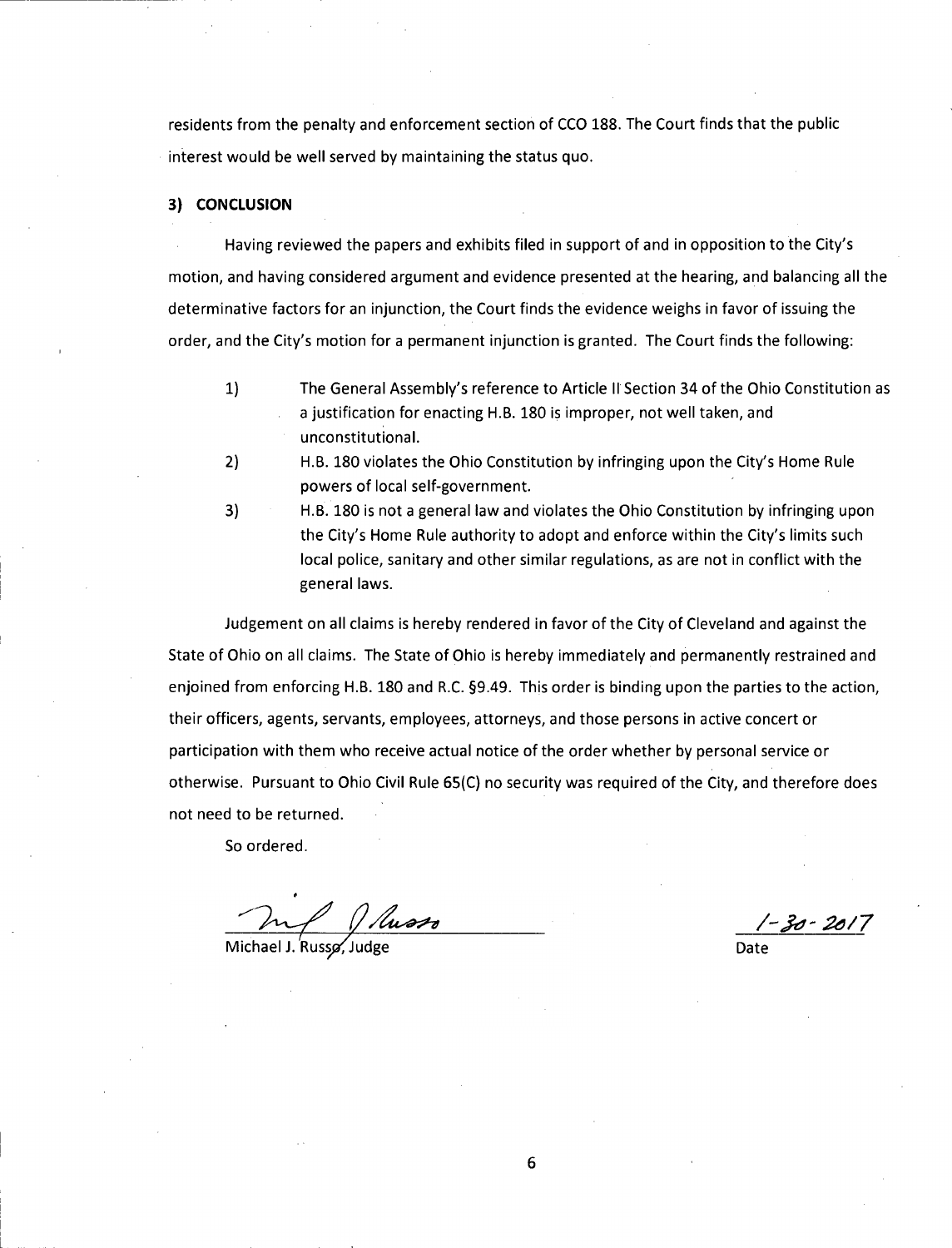residents from the penalty and enforcement section of CCO 188. The Court finds that the public interest would be well served by maintaining the status quo.

**3) CONCLUSION**

Having reviewed the papers and exhibits filed in support of and in opposition to the City's motion, and having considered argument and evidence presented at the hearing, and balancing all the determinative factors for an injunction, the Court finds the evidence weighs in favor of issuing the order, and the City's motion for a permanent injunction is granted. The Court finds the following:

1) The General Assembly's reference to Article II Section 34 of the Ohio Constitution as a justification for enacting H.B. 180 is improper, not well taken, and unconstitutional.

2) H.B. 180 violates the Ohio Constitution by infringing upon the City's Home Rule powers of local self-government.

3) H.B. 180 is not a general law and violates the Ohio Constitution by infringing upon the City's Home Rule authority to adopt and enforce within the City's limits such local police, sanitary and other similar regulations, as are not in conflict with the general laws.

Judgement on all claims is hereby rendered in favor of the City of Cleveland and against the State of Ohio on all claims. The State of Ohio is hereby immediately and permanently restrained and enjoined from enforcing H.B. 180 and R.C. §9.49. This order is binding upon the parties to the action, their officers, agents, servants, employees, attorneys, and those persons in active concert or participation with them who receive actual notice of the order whether by personal service or otherwise. Pursuant to Ohio Civil Rule 65(C) no security was required of the City, and therefore does not need to be returned.

So ordered.

Michael J. Russo, Judge

1-30-2017

Date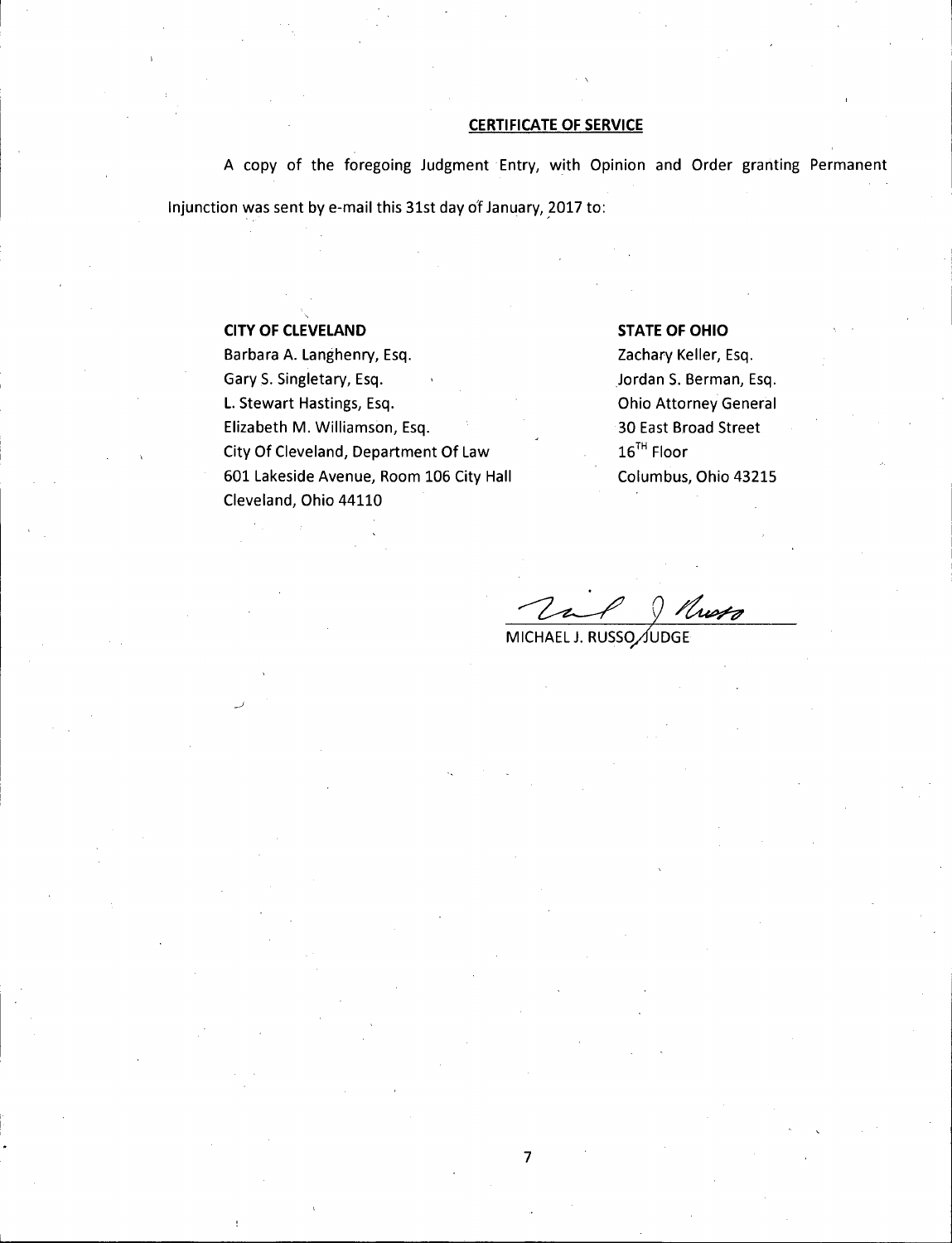**CERTIFICATE OF SERVICE**

A copy of the foregoing Judgment Entry, with Opinion and Order granting Permanent Injunction was sent by e-mail this 31st day of January, 2017 to:

**CITY OF CLEVELAND**
Barbara A. Langhenry, Esq.
Gary S. Singletary, Esq.
L. Stewart Hastings, Esq.
Elizabeth M. Williamson, Esq.
City Of Cleveland, Department Of Law
601 Lakeside Avenue, Room 106 City Hall
Cleveland, Ohio 44110

**STATE OF OHIO**
Zachary Keller, Esq.
Jordan S. Berman, Esq.
Ohio Attorney General
30 East Broad Street
16TH Floor
Columbus, Ohio 43215

MICHAEL J. RUSSO, JUDGE